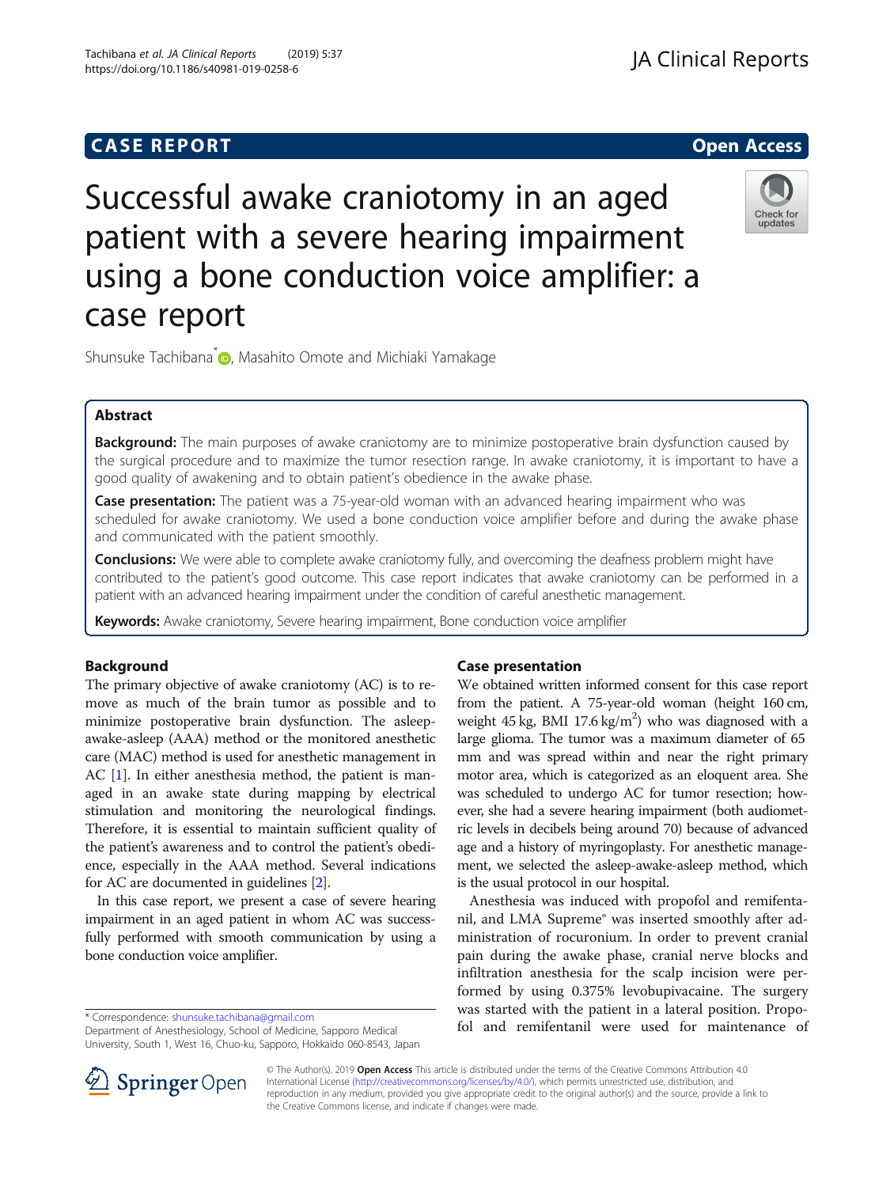# CASE REPORT

# Successful awake craniotomy in an aged patient with a severe hearing impairment using a bone conduction voice amplifier: a case report

Shunsuke Tachibana[*], Masahito Omote and Michiaki Yamakage

## Abstract

**Background:** The main purposes of awake craniotomy are to minimize postoperative brain dysfunction caused by the surgical procedure and to maximize the tumor resection range. In awake craniotomy, it is important to have a good quality of awakening and to obtain patient's obedience in the awake phase.

**Case presentation:** The patient was a 75-year-old woman with an advanced hearing impairment who was scheduled for awake craniotomy. We used a bone conduction voice amplifier before and during the awake phase and communicated with the patient smoothly.

**Conclusions:** We were able to complete awake craniotomy fully, and overcoming the deafness problem might have contributed to the patient's good outcome. This case report indicates that awake craniotomy can be performed in a patient with an advanced hearing impairment under the condition of careful anesthetic management.

**Keywords:** Awake craniotomy, Severe hearing impairment, Bone conduction voice amplifier

## Background

The primary objective of awake craniotomy (AC) is to remove as much of the brain tumor as possible and to minimize postoperative brain dysfunction. The asleep-awake-asleep (AAA) method or the monitored anesthetic care (MAC) method is used for anesthetic management in AC [1]. In either anesthesia method, the patient is managed in an awake state during mapping by electrical stimulation and monitoring the neurological findings. Therefore, it is essential to maintain sufficient quality of the patient's awareness and to control the patient's obedience, especially in the AAA method. Several indications for AC are documented in guidelines [2].

In this case report, we present a case of severe hearing impairment in an aged patient in whom AC was successfully performed with smooth communication by using a bone conduction voice amplifier.

## Case presentation

We obtained written informed consent for this case report from the patient. A 75-year-old woman (height 160 cm, weight 45 kg, BMI 17.6 kg/m$^2$) who was diagnosed with a large glioma. The tumor was a maximum diameter of 65 mm and was spread within and near the right primary motor area, which is categorized as an eloquent area. She was scheduled to undergo AC for tumor resection; however, she had a severe hearing impairment (both audiometric levels in decibels being around 70) because of advanced age and a history of myringoplasty. For anesthetic management, we selected the asleep-awake-asleep method, which is the usual protocol in our hospital.

Anesthesia was induced with propofol and remifentanil, and LMA Supreme® was inserted smoothly after administration of rocuronium. In order to prevent cranial pain during the awake phase, cranial nerve blocks and infiltration anesthesia for the scalp incision were performed by using 0.375% levobupivacaine. The surgery was started with the patient in a lateral position. Propofol and remifentanil were used for maintenance of

\* Correspondence: shunsuke.tachibana@gmail.com
Department of Anesthesiology, School of Medicine, Sapporo Medical University, South 1, West 16, Chuo-ku, Sapporo, Hokkaido 060-8543, Japan

© The Author(s). 2019 **Open Access** This article is distributed under the terms of the Creative Commons Attribution 4.0 International License (http://creativecommons.org/licenses/by/4.0/), which permits unrestricted use, distribution, and reproduction in any medium, provided you give appropriate credit to the original author(s) and the source, provide a link to the Creative Commons license, and indicate if changes were made.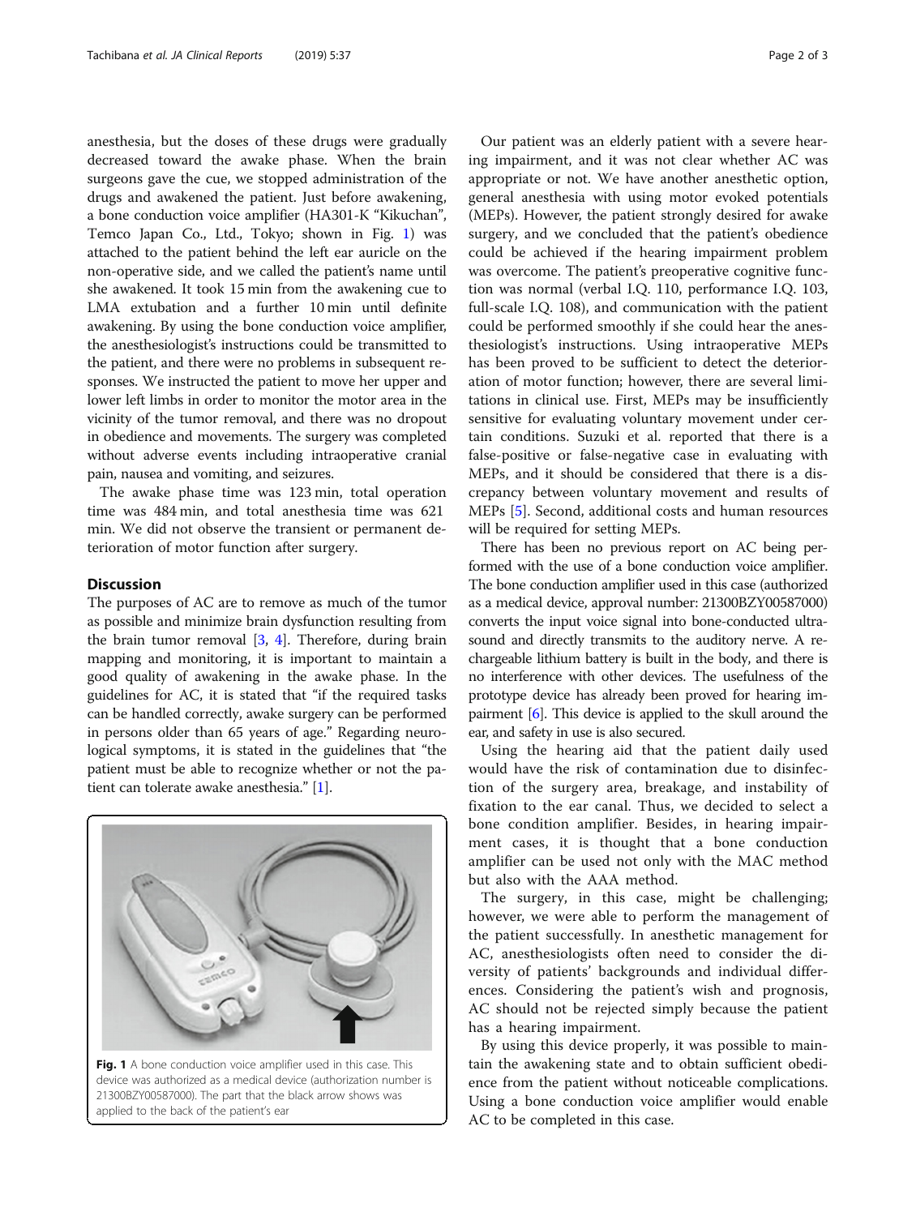anesthesia, but the doses of these drugs were gradually decreased toward the awake phase. When the brain surgeons gave the cue, we stopped administration of the drugs and awakened the patient. Just before awakening, a bone conduction voice amplifier (HA301-K "Kikuchan", Temco Japan Co., Ltd., Tokyo; shown in Fig. 1) was attached to the patient behind the left ear auricle on the non-operative side, and we called the patient's name until she awakened. It took 15 min from the awakening cue to LMA extubation and a further 10 min until definite awakening. By using the bone conduction voice amplifier, the anesthesiologist's instructions could be transmitted to the patient, and there were no problems in subsequent responses. We instructed the patient to move her upper and lower left limbs in order to monitor the motor area in the vicinity of the tumor removal, and there was no dropout in obedience and movements. The surgery was completed without adverse events including intraoperative cranial pain, nausea and vomiting, and seizures.

The awake phase time was 123 min, total operation time was 484 min, and total anesthesia time was 621 min. We did not observe the transient or permanent deterioration of motor function after surgery.

## Discussion

The purposes of AC are to remove as much of the tumor as possible and minimize brain dysfunction resulting from the brain tumor removal [3, 4]. Therefore, during brain mapping and monitoring, it is important to maintain a good quality of awakening in the awake phase. In the guidelines for AC, it is stated that "if the required tasks can be handled correctly, awake surgery can be performed in persons older than 65 years of age." Regarding neurological symptoms, it is stated in the guidelines that "the patient must be able to recognize whether or not the patient can tolerate awake anesthesia." [1].

**Fig. 1** A bone conduction voice amplifier used in this case. This device was authorized as a medical device (authorization number is 21300BZY00587000). The part that the black arrow shows was applied to the back of the patient's ear

Our patient was an elderly patient with a severe hearing impairment, and it was not clear whether AC was appropriate or not. We have another anesthetic option, general anesthesia with using motor evoked potentials (MEPs). However, the patient strongly desired for awake surgery, and we concluded that the patient's obedience could be achieved if the hearing impairment problem was overcome. The patient's preoperative cognitive function was normal (verbal I.Q. 110, performance I.Q. 103, full-scale I.Q. 108), and communication with the patient could be performed smoothly if she could hear the anesthesiologist's instructions. Using intraoperative MEPs has been proved to be sufficient to detect the deterioration of motor function; however, there are several limitations in clinical use. First, MEPs may be insufficiently sensitive for evaluating voluntary movement under certain conditions. Suzuki et al. reported that there is a false-positive or false-negative case in evaluating with MEPs, and it should be considered that there is a discrepancy between voluntary movement and results of MEPs [5]. Second, additional costs and human resources will be required for setting MEPs.

There has been no previous report on AC being performed with the use of a bone conduction voice amplifier. The bone conduction amplifier used in this case (authorized as a medical device, approval number: 21300BZY00587000) converts the input voice signal into bone-conducted ultrasound and directly transmits to the auditory nerve. A rechargeable lithium battery is built in the body, and there is no interference with other devices. The usefulness of the prototype device has already been proved for hearing impairment [6]. This device is applied to the skull around the ear, and safety in use is also secured.

Using the hearing aid that the patient daily used would have the risk of contamination due to disinfection of the surgery area, breakage, and instability of fixation to the ear canal. Thus, we decided to select a bone condition amplifier. Besides, in hearing impairment cases, it is thought that a bone conduction amplifier can be used not only with the MAC method but also with the AAA method.

The surgery, in this case, might be challenging; however, we were able to perform the management of the patient successfully. In anesthetic management for AC, anesthesiologists often need to consider the diversity of patients' backgrounds and individual differences. Considering the patient's wish and prognosis, AC should not be rejected simply because the patient has a hearing impairment.

By using this device properly, it was possible to maintain the awakening state and to obtain sufficient obedience from the patient without noticeable complications. Using a bone conduction voice amplifier would enable AC to be completed in this case.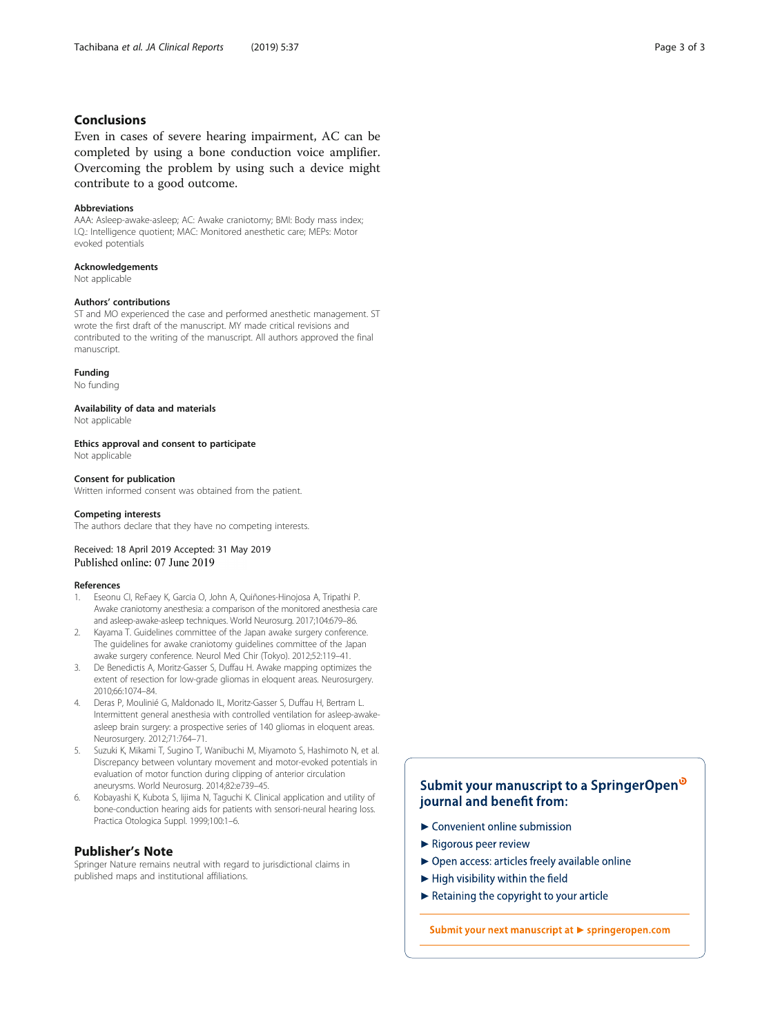## Conclusions

Even in cases of severe hearing impairment, AC can be completed by using a bone conduction voice amplifier. Overcoming the problem by using such a device might contribute to a good outcome.

### Abbreviations

AAA: Asleep-awake-asleep; AC: Awake craniotomy; BMI: Body mass index; I.Q.: Intelligence quotient; MAC: Monitored anesthetic care; MEPs: Motor evoked potentials

### Acknowledgements

Not applicable

### Authors' contributions

ST and MO experienced the case and performed anesthetic management. ST wrote the first draft of the manuscript. MY made critical revisions and contributed to the writing of the manuscript. All authors approved the final manuscript.

### Funding

No funding

### Availability of data and materials

Not applicable

### Ethics approval and consent to participate

Not applicable

### Consent for publication

Written informed consent was obtained from the patient.

### Competing interests

The authors declare that they have no competing interests.

Received: 18 April 2019 Accepted: 31 May 2019
Published online: 07 June 2019

### References

1. Eseonu CI, ReFaey K, Garcia O, John A, Quiñones-Hinojosa A, Tripathi P. Awake craniotomy anesthesia: a comparison of the monitored anesthesia care and asleep-awake-asleep techniques. World Neurosurg. 2017;104:679–86.
2. Kayama T. Guidelines committee of the Japan awake surgery conference. The guidelines for awake craniotomy guidelines committee of the Japan awake surgery conference. Neurol Med Chir (Tokyo). 2012;52:119–41.
3. De Benedictis A, Moritz-Gasser S, Duffau H. Awake mapping optimizes the extent of resection for low-grade gliomas in eloquent areas. Neurosurgery. 2010;66:1074–84.
4. Deras P, Moulinié G, Maldonado IL, Moritz-Gasser S, Duffau H, Bertram L. Intermittent general anesthesia with controlled ventilation for asleep-awake-asleep brain surgery: a prospective series of 140 gliomas in eloquent areas. Neurosurgery. 2012;71:764–71.
5. Suzuki K, Mikami T, Sugino T, Wanibuchi M, Miyamoto S, Hashimoto N, et al. Discrepancy between voluntary movement and motor-evoked potentials in evaluation of motor function during clipping of anterior circulation aneurysms. World Neurosurg. 2014;82:e739–45.
6. Kobayashi K, Kubota S, Iijima N, Taguchi K. Clinical application and utility of bone-conduction hearing aids for patients with sensori-neural hearing loss. Practica Otologica Suppl. 1999;100:1–6.

## Publisher's Note

Springer Nature remains neutral with regard to jurisdictional claims in published maps and institutional affiliations.

**Submit your manuscript to a SpringerOpen journal and benefit from:**

- ► Convenient online submission
- ► Rigorous peer review
- ► Open access: articles freely available online
- ► High visibility within the field
- ► Retaining the copyright to your article

Submit your next manuscript at ► springeropen.com